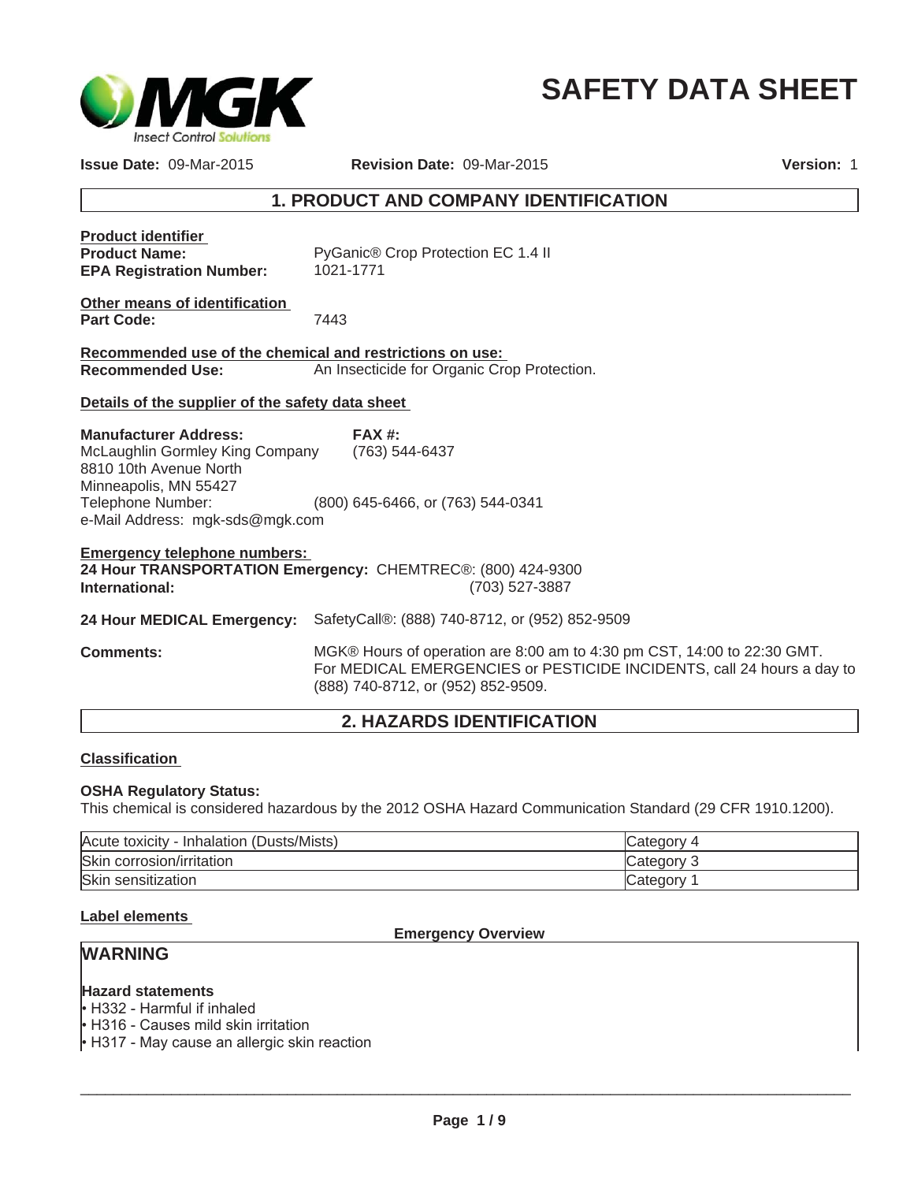# SAFETY DATA SHEET

MGK Insect Control Solutions

**Issue Date:** 09-Mar-2015 **Revision Date:** 09-Mar-2015 **Version:** 1

## 1. PRODUCT AND COMPANY IDENTIFICATION

**Product identifier**

**Product Name:** PyGanic® Crop Protection EC 1.4 II
**EPA Registration Number:** 1021-1771

**Other means of identification**

**Part Code:** 7443

**Recommended use of the chemical and restrictions on use:**

**Recommended Use:** An Insecticide for Organic Crop Protection.

**Details of the supplier of the safety data sheet**

**Manufacturer Address:**
McLaughlin Gormley King Company
8810 10th Avenue North
Minneapolis, MN 55427
Telephone Number: (800) 645-6466, or (763) 544-0341
e-Mail Address: mgk-sds@mgk.com

**FAX #:** (763) 544-6437

**Emergency telephone numbers:**

**24 Hour TRANSPORTATION Emergency:** CHEMTREC®: (800) 424-9300
**International:** (703) 527-3887

**24 Hour MEDICAL Emergency:** SafetyCall®: (888) 740-8712, or (952) 852-9509

**Comments:** MGK® Hours of operation are 8:00 am to 4:30 pm CST, 14:00 to 22:30 GMT. For MEDICAL EMERGENCIES or PESTICIDE INCIDENTS, call 24 hours a day to (888) 740-8712, or (952) 852-9509.

## 2. HAZARDS IDENTIFICATION

**Classification**

**OSHA Regulatory Status:**
This chemical is considered hazardous by the 2012 OSHA Hazard Communication Standard (29 CFR 1910.1200).

| Hazard | Category |
|---|---|
| Acute toxicity - Inhalation (Dusts/Mists) | Category 4 |
| Skin corrosion/irritation | Category 3 |
| Skin sensitization | Category 1 |

**Label elements**

**Emergency Overview**

### WARNING

**Hazard statements**

- H332 - Harmful if inhaled
- H316 - Causes mild skin irritation
- H317 - May cause an allergic skin reaction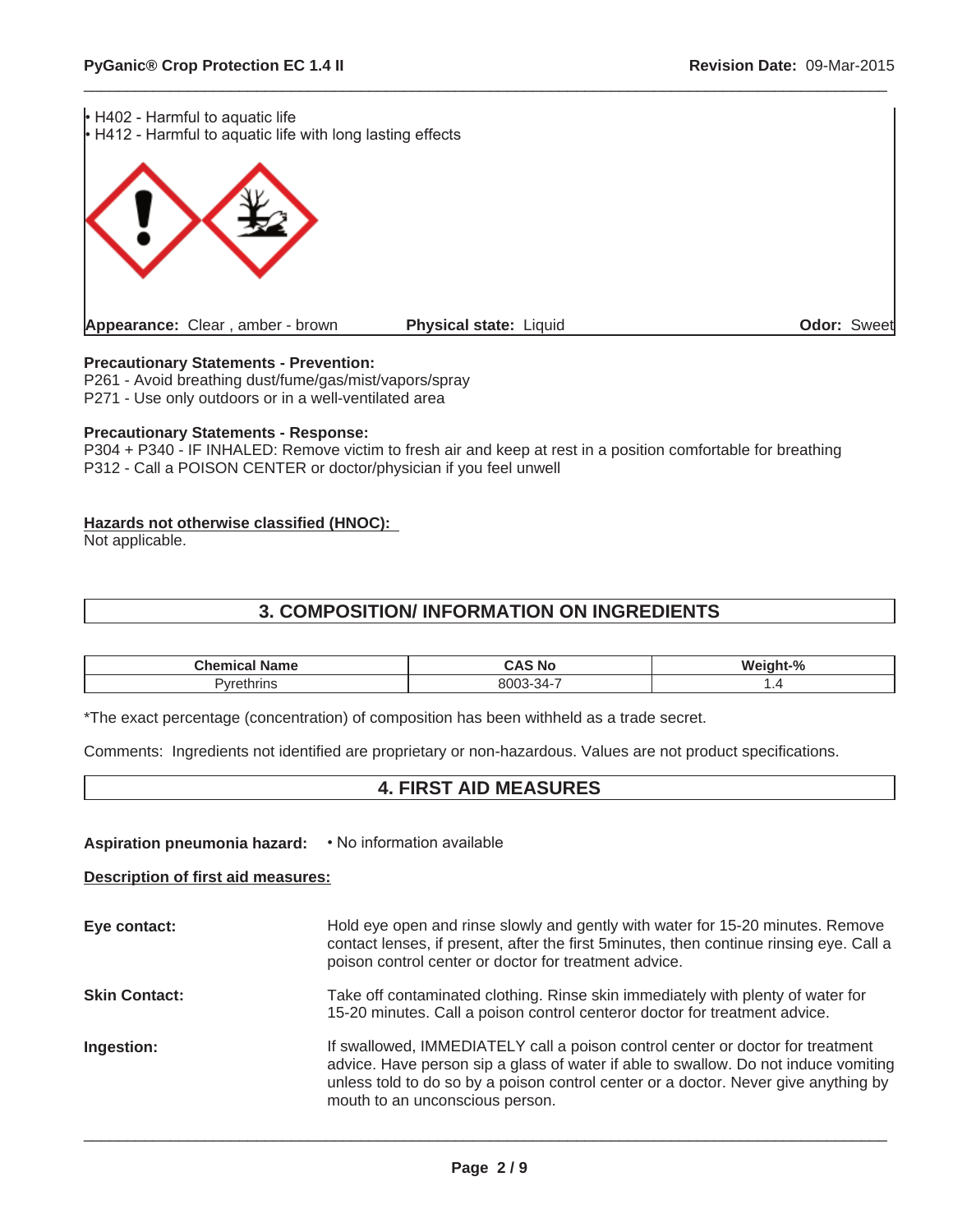- H402 - Harmful to aquatic life
- H412 - Harmful to aquatic life with long lasting effects

**Appearance:** Clear , amber - brown **Physical state:** Liquid **Odor:** Sweet

**Precautionary Statements - Prevention:**

P261 - Avoid breathing dust/fume/gas/mist/vapors/spray
P271 - Use only outdoors or in a well-ventilated area

**Precautionary Statements - Response:**

P304 + P340 - IF INHALED: Remove victim to fresh air and keep at rest in a position comfortable for breathing
P312 - Call a POISON CENTER or doctor/physician if you feel unwell

**Hazards not otherwise classified (HNOC):**

Not applicable.

## 3. COMPOSITION/ INFORMATION ON INGREDIENTS

| Chemical Name | CAS No | Weight-% |
| --- | --- | --- |
| Pyrethrins | 8003-34-7 | 1.4 |

*The exact percentage (concentration) of composition has been withheld as a trade secret.

Comments: Ingredients not identified are proprietary or non-hazardous. Values are not product specifications.

## 4. FIRST AID MEASURES

**Aspiration pneumonia hazard:** • No information available

**Description of first aid measures:**

**Eye contact:** Hold eye open and rinse slowly and gently with water for 15-20 minutes. Remove contact lenses, if present, after the first 5minutes, then continue rinsing eye. Call a poison control center or doctor for treatment advice.

**Skin Contact:** Take off contaminated clothing. Rinse skin immediately with plenty of water for 15-20 minutes. Call a poison control centeror doctor for treatment advice.

**Ingestion:** If swallowed, IMMEDIATELY call a poison control center or doctor for treatment advice. Have person sip a glass of water if able to swallow. Do not induce vomiting unless told to do so by a poison control center or a doctor. Never give anything by mouth to an unconscious person.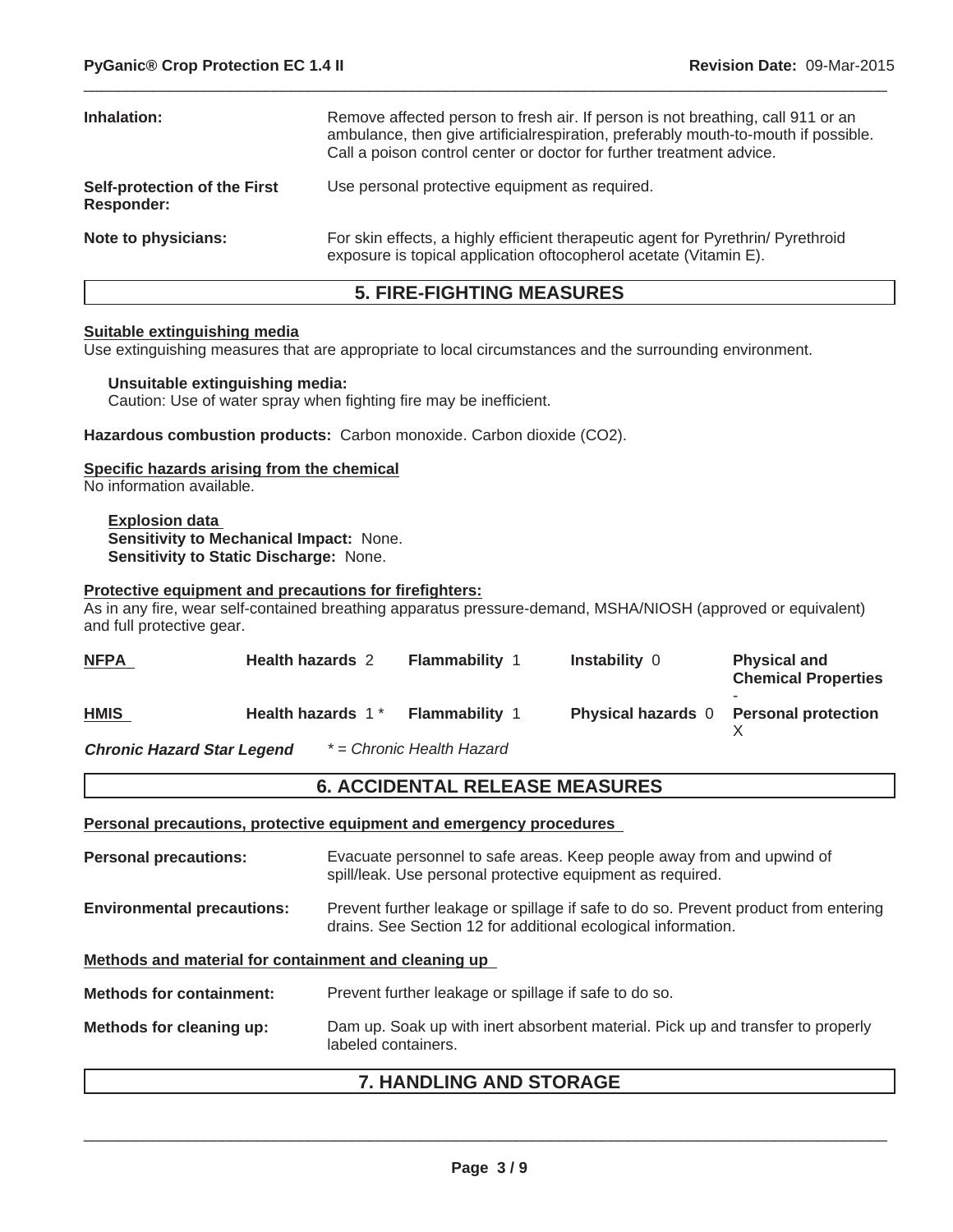**Inhalation:** Remove affected person to fresh air. If person is not breathing, call 911 or an ambulance, then give artificialrespiration, preferably mouth-to-mouth if possible. Call a poison control center or doctor for further treatment advice.

**Self-protection of the First Responder:** Use personal protective equipment as required.

**Note to physicians:** For skin effects, a highly efficient therapeutic agent for Pyrethrin/ Pyrethroid exposure is topical application oftocopherol acetate (Vitamin E).

## 5. FIRE-FIGHTING MEASURES

**Suitable extinguishing media**

Use extinguishing measures that are appropriate to local circumstances and the surrounding environment.

**Unsuitable extinguishing media:**
Caution: Use of water spray when fighting fire may be inefficient.

**Hazardous combustion products:** Carbon monoxide. Carbon dioxide ($CO_2$).

**Specific hazards arising from the chemical**

No information available.

**Explosion data**
**Sensitivity to Mechanical Impact:** None.
**Sensitivity to Static Discharge:** None.

**Protective equipment and precautions for firefighters:**

As in any fire, wear self-contained breathing apparatus pressure-demand, MSHA/NIOSH (approved or equivalent) and full protective gear.

| | | | | |
|---|---|---|---|---|
| **NFPA** | **Health hazards** 2 | **Flammability** 1 | **Instability** 0 | **Physical and Chemical Properties** - |
| **HMIS** | **Health hazards** 1 * | **Flammability** 1 | **Physical hazards** 0 | **Personal protection** X |

***Chronic Hazard Star Legend*** *\* = Chronic Health Hazard*

## 6. ACCIDENTAL RELEASE MEASURES

**Personal precautions, protective equipment and emergency procedures**

**Personal precautions:** Evacuate personnel to safe areas. Keep people away from and upwind of spill/leak. Use personal protective equipment as required.

**Environmental precautions:** Prevent further leakage or spillage if safe to do so. Prevent product from entering drains. See Section 12 for additional ecological information.

**Methods and material for containment and cleaning up**

**Methods for containment:** Prevent further leakage or spillage if safe to do so.

**Methods for cleaning up:** Dam up. Soak up with inert absorbent material. Pick up and transfer to properly labeled containers.

## 7. HANDLING AND STORAGE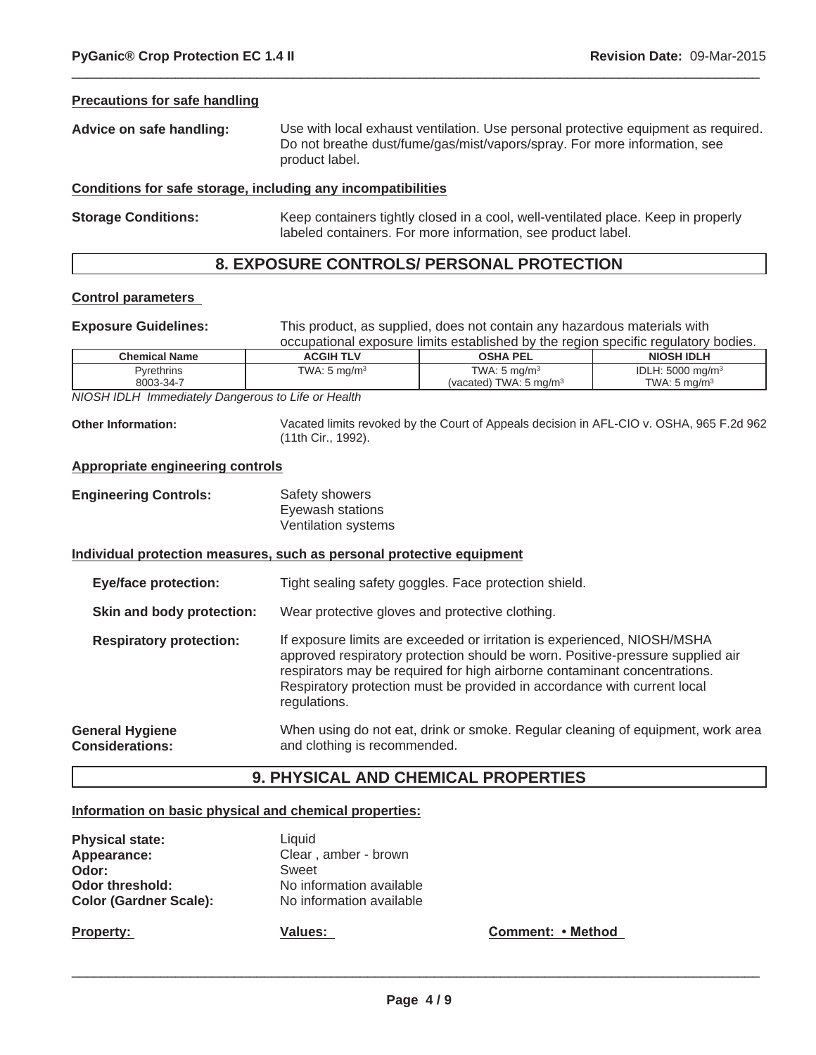**Precautions for safe handling**

**Advice on safe handling:** Use with local exhaust ventilation. Use personal protective equipment as required. Do not breathe dust/fume/gas/mist/vapors/spray. For more information, see product label.

**Conditions for safe storage, including any incompatibilities**

**Storage Conditions:** Keep containers tightly closed in a cool, well-ventilated place. Keep in properly labeled containers. For more information, see product label.

## 8. EXPOSURE CONTROLS/ PERSONAL PROTECTION

**Control parameters**

**Exposure Guidelines:** This product, as supplied, does not contain any hazardous materials with occupational exposure limits established by the region specific regulatory bodies.

| Chemical Name | ACGIH TLV | OSHA PEL | NIOSH IDLH |
|---|---|---|---|
| Pyrethrins<br>8003-34-7 | TWA: 5 mg/m$^3$ | TWA: 5 mg/m$^3$<br>(vacated) TWA: 5 mg/m$^3$ | IDLH: 5000 mg/m$^3$<br>TWA: 5 mg/m$^3$ |

*NIOSH IDLH Immediately Dangerous to Life or Health*

**Other Information:** Vacated limits revoked by the Court of Appeals decision in AFL-CIO v. OSHA, 965 F.2d 962 (11th Cir., 1992).

**Appropriate engineering controls**

**Engineering Controls:** Safety showers
Eyewash stations
Ventilation systems

**Individual protection measures, such as personal protective equipment**

**Eye/face protection:** Tight sealing safety goggles. Face protection shield.

**Skin and body protection:** Wear protective gloves and protective clothing.

**Respiratory protection:** If exposure limits are exceeded or irritation is experienced, NIOSH/MSHA approved respiratory protection should be worn. Positive-pressure supplied air respirators may be required for high airborne contaminant concentrations. Respiratory protection must be provided in accordance with current local regulations.

**General Hygiene Considerations:** When using do not eat, drink or smoke. Regular cleaning of equipment, work area and clothing is recommended.

## 9. PHYSICAL AND CHEMICAL PROPERTIES

**Information on basic physical and chemical properties:**

**Physical state:** Liquid
**Appearance:** Clear , amber - brown
**Odor:** Sweet
**Odor threshold:** No information available
**Color (Gardner Scale):** No information available

| Property: | Values: | Comment: • Method |
|---|---|---|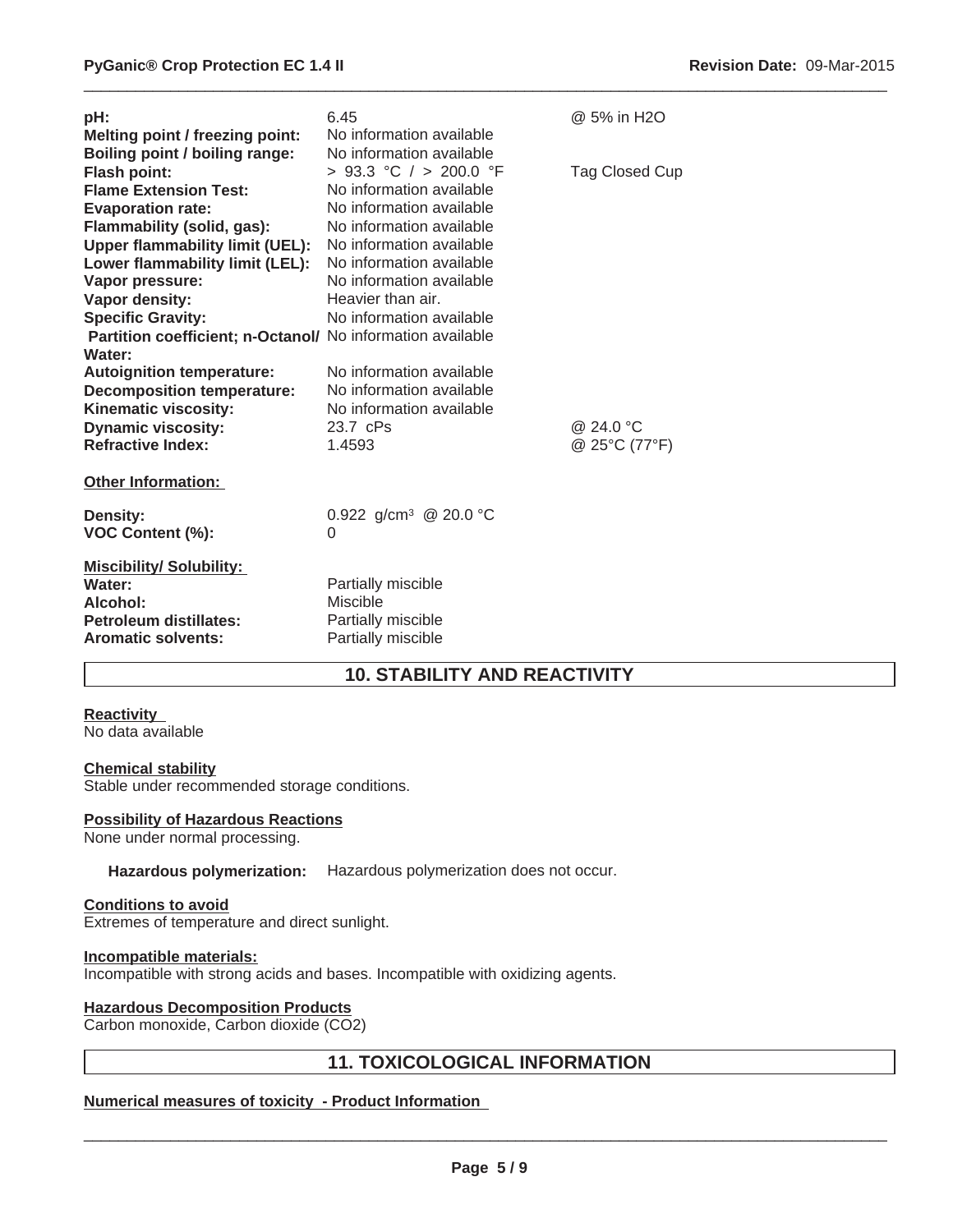| | | |
|---|---|---|
| **pH:** | 6.45 | @ 5% in $H_2O$ |
| **Melting point / freezing point:** | No information available | |
| **Boiling point / boiling range:** | No information available | |
| **Flash point:** | > 93.3 °C / > 200.0 °F | Tag Closed Cup |
| **Flame Extension Test:** | No information available | |
| **Evaporation rate:** | No information available | |
| **Flammability (solid, gas):** | No information available | |
| **Upper flammability limit (UEL):** | No information available | |
| **Lower flammability limit (LEL):** | No information available | |
| **Vapor pressure:** | No information available | |
| **Vapor density:** | Heavier than air. | |
| **Specific Gravity:** | No information available | |
| **Partition coefficient; n-Octanol/ Water:** | No information available | |
| **Autoignition temperature:** | No information available | |
| **Decomposition temperature:** | No information available | |
| **Kinematic viscosity:** | No information available | |
| **Dynamic viscosity:** | 23.7 cPs | @ 24.0 °C |
| **Refractive Index:** | 1.4593 | @ 25°C (77°F) |

**Other Information:**

| | |
|---|---|
| **Density:** | 0.922 g/cm³ @ 20.0 °C |
| **VOC Content (%):** | 0 |

**Miscibility/ Solubility:**

| | |
|---|---|
| **Water:** | Partially miscible |
| **Alcohol:** | Miscible |
| **Petroleum distillates:** | Partially miscible |
| **Aromatic solvents:** | Partially miscible |

## 10. STABILITY AND REACTIVITY

**Reactivity**
No data available

**Chemical stability**
Stable under recommended storage conditions.

**Possibility of Hazardous Reactions**
None under normal processing.

**Hazardous polymerization:** Hazardous polymerization does not occur.

**Conditions to avoid**
Extremes of temperature and direct sunlight.

**Incompatible materials:**
Incompatible with strong acids and bases. Incompatible with oxidizing agents.

**Hazardous Decomposition Products**
Carbon monoxide, Carbon dioxide ($CO_2$)

## 11. TOXICOLOGICAL INFORMATION

**Numerical measures of toxicity - Product Information**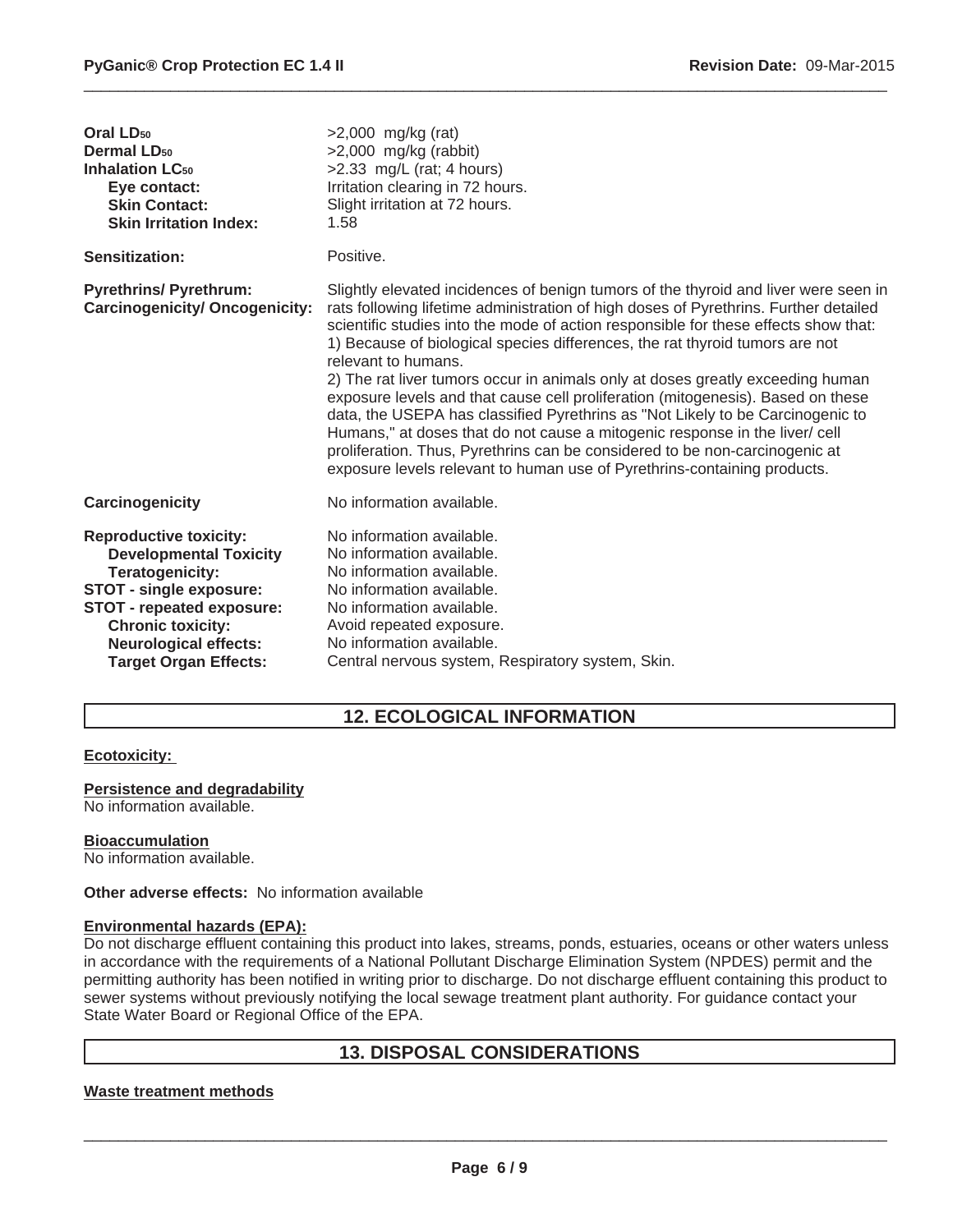| | |
|---|---|
| **Oral $LD_{50}$** | >2,000 mg/kg (rat) |
| **Dermal $LD_{50}$** | >2,000 mg/kg (rabbit) |
| **Inhalation $LC_{50}$** | >2.33 mg/L (rat; 4 hours) |
| **Eye contact:** | Irritation clearing in 72 hours. |
| **Skin Contact:** | Slight irritation at 72 hours. |
| **Skin Irritation Index:** | 1.58 |
| **Sensitization:** | Positive. |
| **Pyrethrins/ Pyrethrum: Carcinogenicity/ Oncogenicity:** | Slightly elevated incidences of benign tumors of the thyroid and liver were seen in rats following lifetime administration of high doses of Pyrethrins. Further detailed scientific studies into the mode of action responsible for these effects show that: 1) Because of biological species differences, the rat thyroid tumors are not relevant to humans. 2) The rat liver tumors occur in animals only at doses greatly exceeding human exposure levels and that cause cell proliferation (mitogenesis). Based on these data, the USEPA has classified Pyrethrins as "Not Likely to be Carcinogenic to Humans," at doses that do not cause a mitogenic response in the liver/ cell proliferation. Thus, Pyrethrins can be considered to be non-carcinogenic at exposure levels relevant to human use of Pyrethrins-containing products. |
| **Carcinogenicity** | No information available. |
| **Reproductive toxicity:** | No information available. |
| **Developmental Toxicity** | No information available. |
| **Teratogenicity:** | No information available. |
| **STOT - single exposure:** | No information available. |
| **STOT - repeated exposure:** | No information available. |
| **Chronic toxicity:** | Avoid repeated exposure. |
| **Neurological effects:** | No information available. |
| **Target Organ Effects:** | Central nervous system, Respiratory system, Skin. |

## 12. ECOLOGICAL INFORMATION

**Ecotoxicity:**

**Persistence and degradability**
No information available.

**Bioaccumulation**
No information available.

**Other adverse effects:** No information available

**Environmental hazards (EPA):**
Do not discharge effluent containing this product into lakes, streams, ponds, estuaries, oceans or other waters unless in accordance with the requirements of a National Pollutant Discharge Elimination System (NPDES) permit and the permitting authority has been notified in writing prior to discharge. Do not discharge effluent containing this product to sewer systems without previously notifying the local sewage treatment plant authority. For guidance contact your State Water Board or Regional Office of the EPA.

## 13. DISPOSAL CONSIDERATIONS

**Waste treatment methods**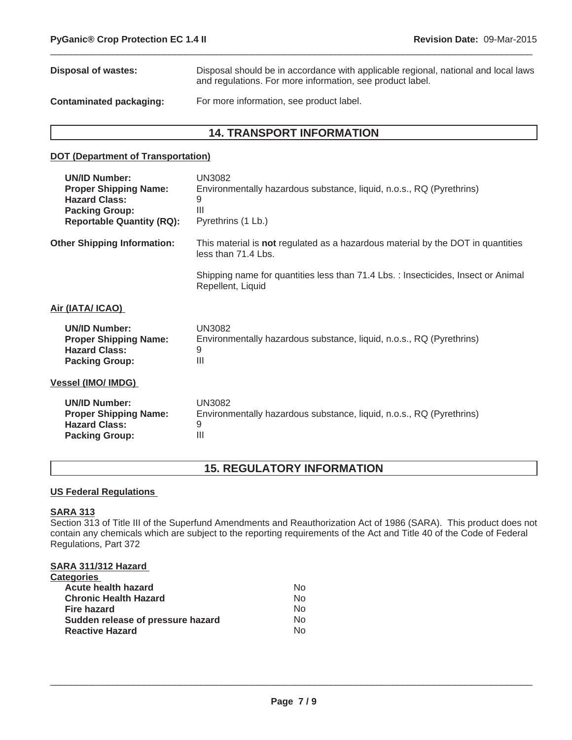**Disposal of wastes:** Disposal should be in accordance with applicable regional, national and local laws and regulations. For more information, see product label.

**Contaminated packaging:** For more information, see product label.

## 14. TRANSPORT INFORMATION

### DOT (Department of Transportation)

| | |
|---|---|
| **UN/ID Number:** | UN3082 |
| **Proper Shipping Name:** | Environmentally hazardous substance, liquid, n.o.s., RQ (Pyrethrins) |
| **Hazard Class:** | 9 |
| **Packing Group:** | III |
| **Reportable Quantity (RQ):** | Pyrethrins (1 Lb.) |

**Other Shipping Information:** This material is **not** regulated as a hazardous material by the DOT in quantities less than 71.4 Lbs.

Shipping name for quantities less than 71.4 Lbs. : Insecticides, Insect or Animal Repellent, Liquid

### Air (IATA/ ICAO)

| | |
|---|---|
| **UN/ID Number:** | UN3082 |
| **Proper Shipping Name:** | Environmentally hazardous substance, liquid, n.o.s., RQ (Pyrethrins) |
| **Hazard Class:** | 9 |
| **Packing Group:** | III |

### Vessel (IMO/ IMDG)

| | |
|---|---|
| **UN/ID Number:** | UN3082 |
| **Proper Shipping Name:** | Environmentally hazardous substance, liquid, n.o.s., RQ (Pyrethrins) |
| **Hazard Class:** | 9 |
| **Packing Group:** | III |

## 15. REGULATORY INFORMATION

### US Federal Regulations

**SARA 313**

Section 313 of Title III of the Superfund Amendments and Reauthorization Act of 1986 (SARA). This product does not contain any chemicals which are subject to the reporting requirements of the Act and Title 40 of the Code of Federal Regulations, Part 372

**SARA 311/312 Hazard Categories**

| | |
|---|---|
| **Acute health hazard** | No |
| **Chronic Health Hazard** | No |
| **Fire hazard** | No |
| **Sudden release of pressure hazard** | No |
| **Reactive Hazard** | No |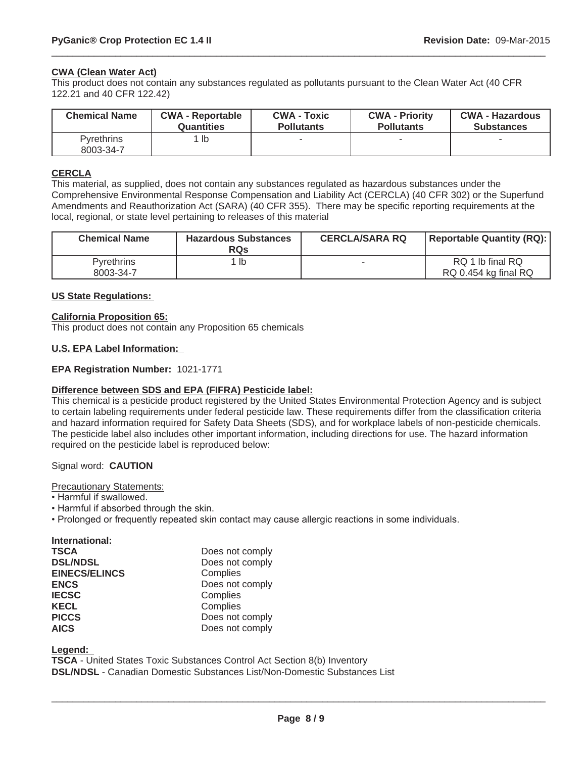### CWA (Clean Water Act)

This product does not contain any substances regulated as pollutants pursuant to the Clean Water Act (40 CFR 122.21 and 40 CFR 122.42)

| Chemical Name | CWA - Reportable Quantities | CWA - Toxic Pollutants | CWA - Priority Pollutants | CWA - Hazardous Substances |
|---|---|---|---|---|
| Pyrethrins 8003-34-7 | 1 lb | - | - | - |

### CERCLA

This material, as supplied, does not contain any substances regulated as hazardous substances under the Comprehensive Environmental Response Compensation and Liability Act (CERCLA) (40 CFR 302) or the Superfund Amendments and Reauthorization Act (SARA) (40 CFR 355). There may be specific reporting requirements at the local, regional, or state level pertaining to releases of this material

| Chemical Name | Hazardous Substances RQs | CERCLA/SARA RQ | Reportable Quantity (RQ): |
|---|---|---|---|
| Pyrethrins 8003-34-7 | 1 lb | - | RQ 1 lb final RQ RQ 0.454 kg final RQ |

### US State Regulations:

**California Proposition 65:**

This product does not contain any Proposition 65 chemicals

### U.S. EPA Label Information:

**EPA Registration Number:** 1021-1771

**Difference between SDS and EPA (FIFRA) Pesticide label:**

This chemical is a pesticide product registered by the United States Environmental Protection Agency and is subject to certain labeling requirements under federal pesticide law. These requirements differ from the classification criteria and hazard information required for Safety Data Sheets (SDS), and for workplace labels of non-pesticide chemicals. The pesticide label also includes other important information, including directions for use. The hazard information required on the pesticide label is reproduced below:

Signal word: **CAUTION**

Precautionary Statements:

- Harmful if swallowed.
- Harmful if absorbed through the skin.
- Prolonged or frequently repeated skin contact may cause allergic reactions in some individuals.

### International:

| | |
|---|---|
| **TSCA** | Does not comply |
| **DSL/NDSL** | Does not comply |
| **EINECS/ELINCS** | Complies |
| **ENCS** | Does not comply |
| **IECSC** | Complies |
| **KECL** | Complies |
| **PICCS** | Does not comply |
| **AICS** | Does not comply |

**Legend:**

**TSCA** - United States Toxic Substances Control Act Section 8(b) Inventory
**DSL/NDSL** - Canadian Domestic Substances List/Non-Domestic Substances List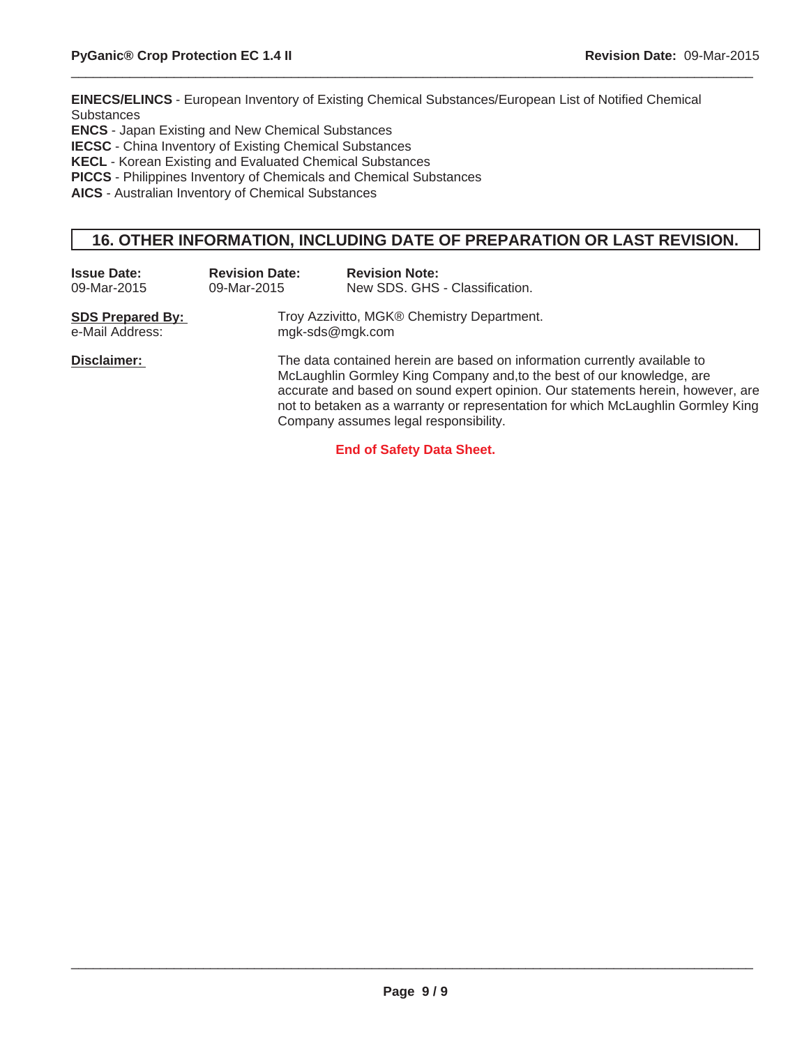**EINECS/ELINCS** - European Inventory of Existing Chemical Substances/European List of Notified Chemical Substances
**ENCS** - Japan Existing and New Chemical Substances
**IECSC** - China Inventory of Existing Chemical Substances
**KECL** - Korean Existing and Evaluated Chemical Substances
**PICCS** - Philippines Inventory of Chemicals and Chemical Substances
**AICS** - Australian Inventory of Chemical Substances

## 16. OTHER INFORMATION, INCLUDING DATE OF PREPARATION OR LAST REVISION.

| Issue Date: | Revision Date: | Revision Note: |
|---|---|---|
| 09-Mar-2015 | 09-Mar-2015 | New SDS. GHS - Classification. |

**SDS Prepared By:** Troy Azzivitto, MGK® Chemistry Department.
e-Mail Address: mgk-sds@mgk.com

**Disclaimer:** The data contained herein are based on information currently available to McLaughlin Gormley King Company and,to the best of our knowledge, are accurate and based on sound expert opinion. Our statements herein, however, are not to betaken as a warranty or representation for which McLaughlin Gormley King Company assumes legal responsibility.

**End of Safety Data Sheet.**